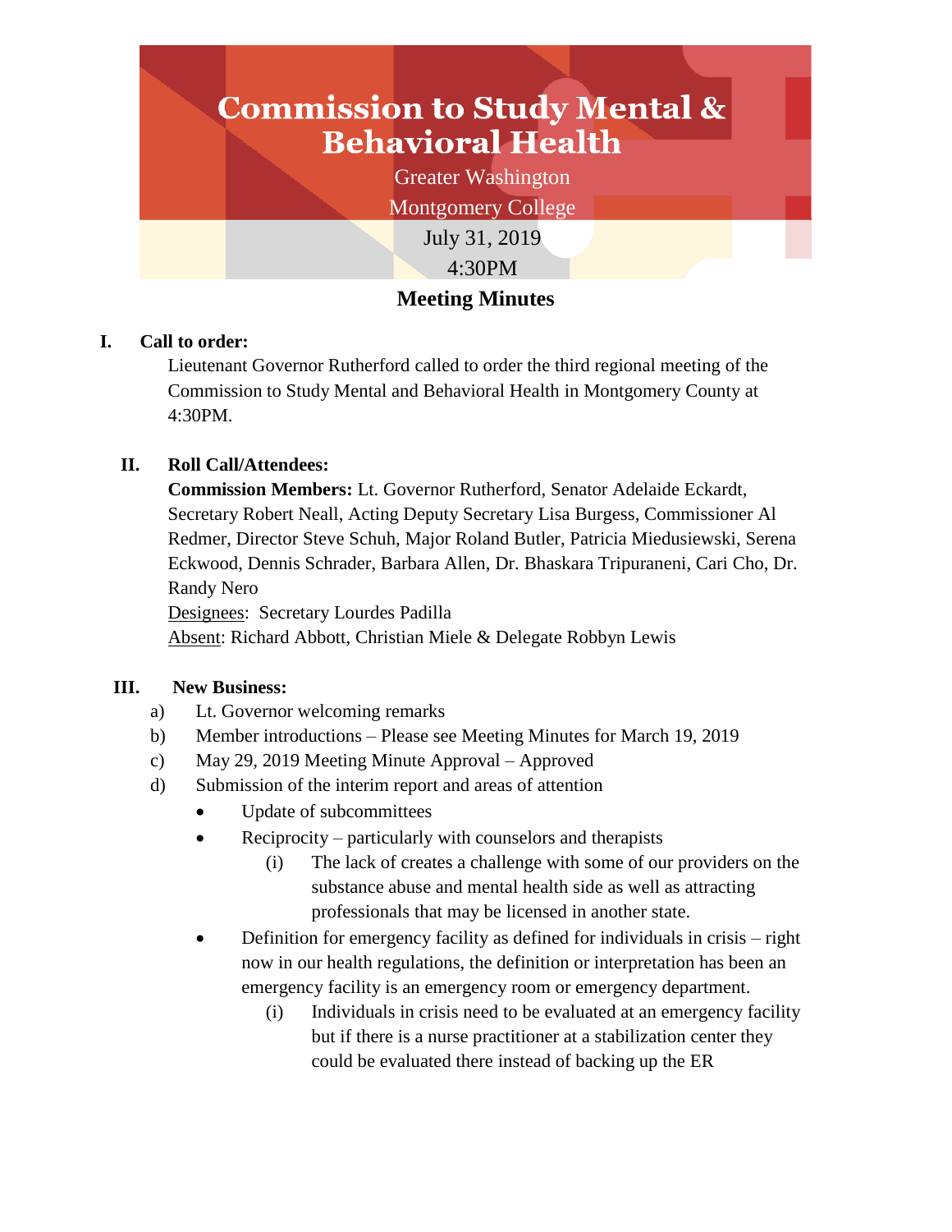# Commission to Study Mental & Behavioral Health

Greater Washington

Montgomery College

July 31, 2019

4:30PM

## Meeting Minutes

**I. Call to order:**

Lieutenant Governor Rutherford called to order the third regional meeting of the Commission to Study Mental and Behavioral Health in Montgomery County at 4:30PM.

**II. Roll Call/Attendees:**

**Commission Members:** Lt. Governor Rutherford, Senator Adelaide Eckardt, Secretary Robert Neall, Acting Deputy Secretary Lisa Burgess, Commissioner Al Redmer, Director Steve Schuh, Major Roland Butler, Patricia Miedusiewski, Serena Eckwood, Dennis Schrader, Barbara Allen, Dr. Bhaskara Tripuraneni, Cari Cho, Dr. Randy Nero

Designees: Secretary Lourdes Padilla

Absent: Richard Abbott, Christian Miele & Delegate Robbyn Lewis

**III. New Business:**

a) Lt. Governor welcoming remarks
b) Member introductions – Please see Meeting Minutes for March 19, 2019
c) May 29, 2019 Meeting Minute Approval – Approved
d) Submission of the interim report and areas of attention
   - Update of subcommittees
   - Reciprocity – particularly with counselors and therapists
     - (i) The lack of creates a challenge with some of our providers on the substance abuse and mental health side as well as attracting professionals that may be licensed in another state.
   - Definition for emergency facility as defined for individuals in crisis – right now in our health regulations, the definition or interpretation has been an emergency facility is an emergency room or emergency department.
     - (i) Individuals in crisis need to be evaluated at an emergency facility but if there is a nurse practitioner at a stabilization center they could be evaluated there instead of backing up the ER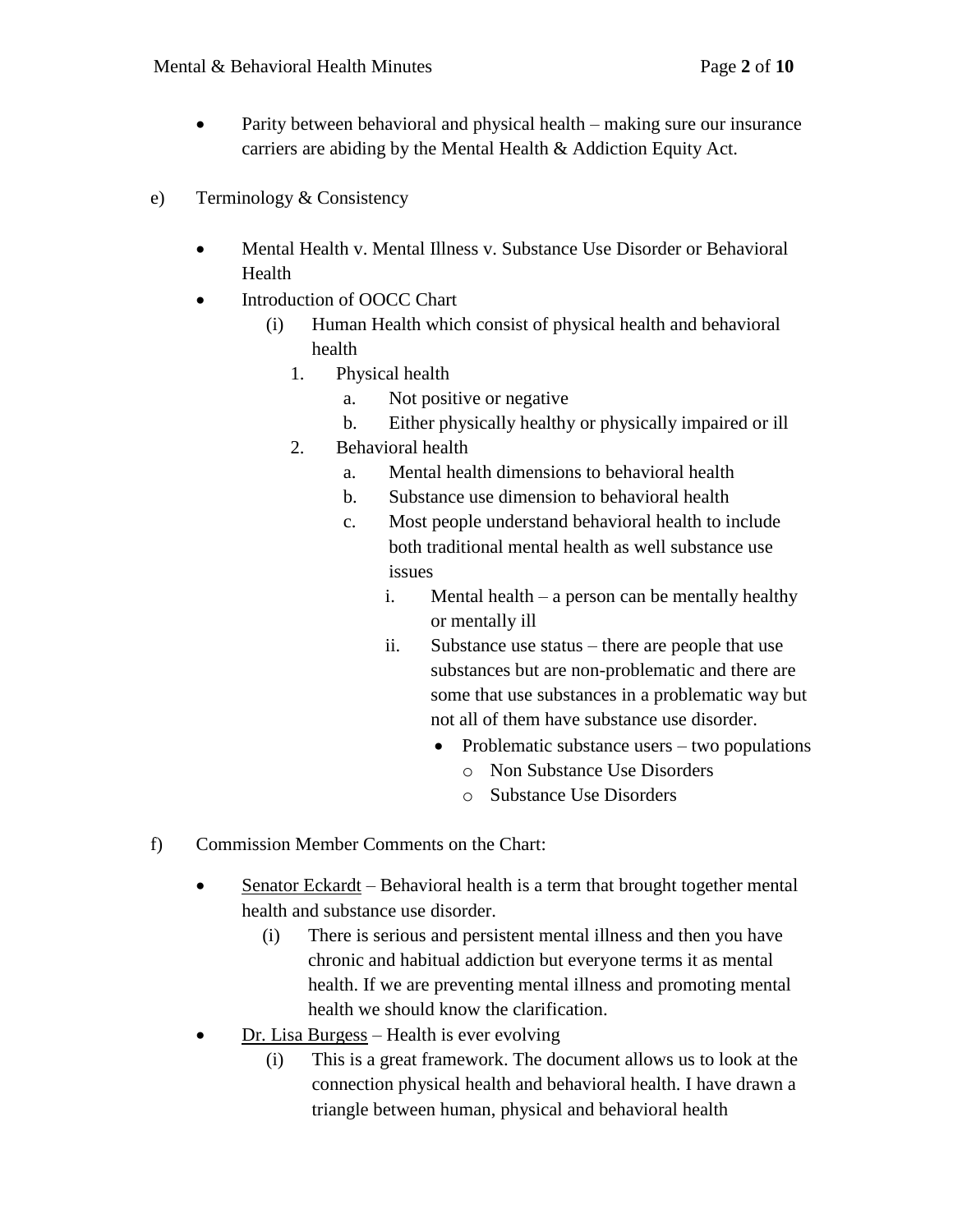- Parity between behavioral and physical health – making sure our insurance carriers are abiding by the Mental Health & Addiction Equity Act.

e) Terminology & Consistency

- Mental Health v. Mental Illness v. Substance Use Disorder or Behavioral Health
- Introduction of OOCC Chart
  - (i) Human Health which consist of physical health and behavioral health
    1. Physical health
       a. Not positive or negative
       b. Either physically healthy or physically impaired or ill
    2. Behavioral health
       a. Mental health dimensions to behavioral health
       b. Substance use dimension to behavioral health
       c. Most people understand behavioral health to include both traditional mental health as well substance use issues
          i. Mental health – a person can be mentally healthy or mentally ill
          ii. Substance use status – there are people that use substances but are non-problematic and there are some that use substances in a problematic way but not all of them have substance use disorder.
              - Problematic substance users – two populations
                - Non Substance Use Disorders
                - Substance Use Disorders

f) Commission Member Comments on the Chart:

- <u>Senator Eckardt</u> – Behavioral health is a term that brought together mental health and substance use disorder.
  - (i) There is serious and persistent mental illness and then you have chronic and habitual addiction but everyone terms it as mental health. If we are preventing mental illness and promoting mental health we should know the clarification.
- <u>Dr. Lisa Burgess</u> – Health is ever evolving
  - (i) This is a great framework. The document allows us to look at the connection physical health and behavioral health. I have drawn a triangle between human, physical and behavioral health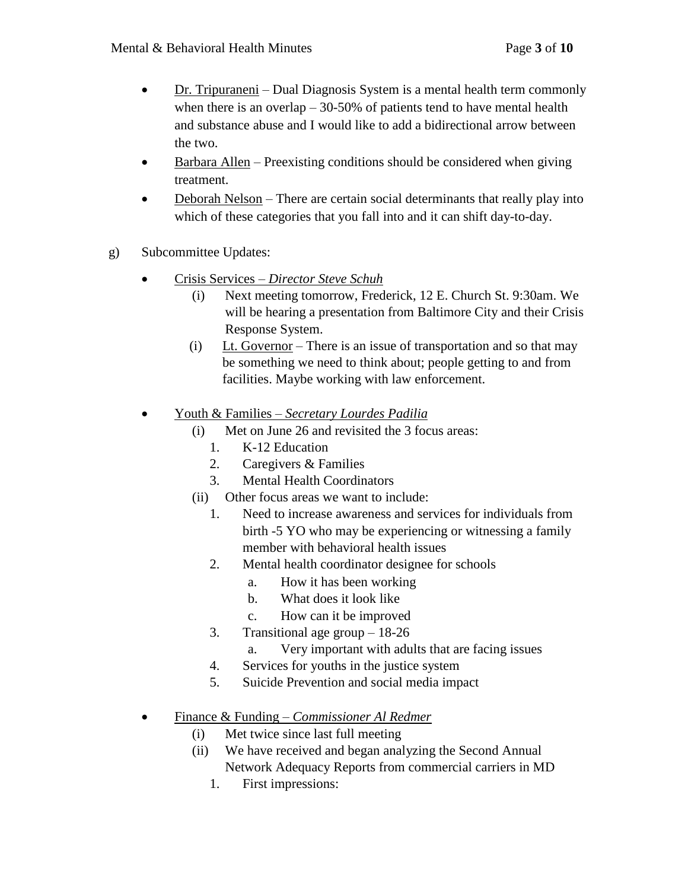- <u>Dr. Tripuraneni</u> – Dual Diagnosis System is a mental health term commonly when there is an overlap – 30-50% of patients tend to have mental health and substance abuse and I would like to add a bidirectional arrow between the two.
- <u>Barbara Allen</u> – Preexisting conditions should be considered when giving treatment.
- <u>Deborah Nelson</u> – There are certain social determinants that really play into which of these categories that you fall into and it can shift day-to-day.

g) Subcommittee Updates:

- <u>Crisis Services – *Director Steve Schuh*</u>
  - (i) Next meeting tomorrow, Frederick, 12 E. Church St. 9:30am. We will be hearing a presentation from Baltimore City and their Crisis Response System.
  - (i) <u>Lt. Governor</u> – There is an issue of transportation and so that may be something we need to think about; people getting to and from facilities. Maybe working with law enforcement.

- <u>Youth & Families – *Secretary Lourdes Padilia*</u>
  - (i) Met on June 26 and revisited the 3 focus areas:
    1. K-12 Education
    2. Caregivers & Families
    3. Mental Health Coordinators
  - (ii) Other focus areas we want to include:
    1. Need to increase awareness and services for individuals from birth -5 YO who may be experiencing or witnessing a family member with behavioral health issues
    2. Mental health coordinator designee for schools
       a. How it has been working
       b. What does it look like
       c. How can it be improved
    3. Transitional age group – 18-26
       a. Very important with adults that are facing issues
    4. Services for youths in the justice system
    5. Suicide Prevention and social media impact

- <u>Finance & Funding – *Commissioner Al Redmer*</u>
  - (i) Met twice since last full meeting
  - (ii) We have received and began analyzing the Second Annual Network Adequacy Reports from commercial carriers in MD
    1. First impressions: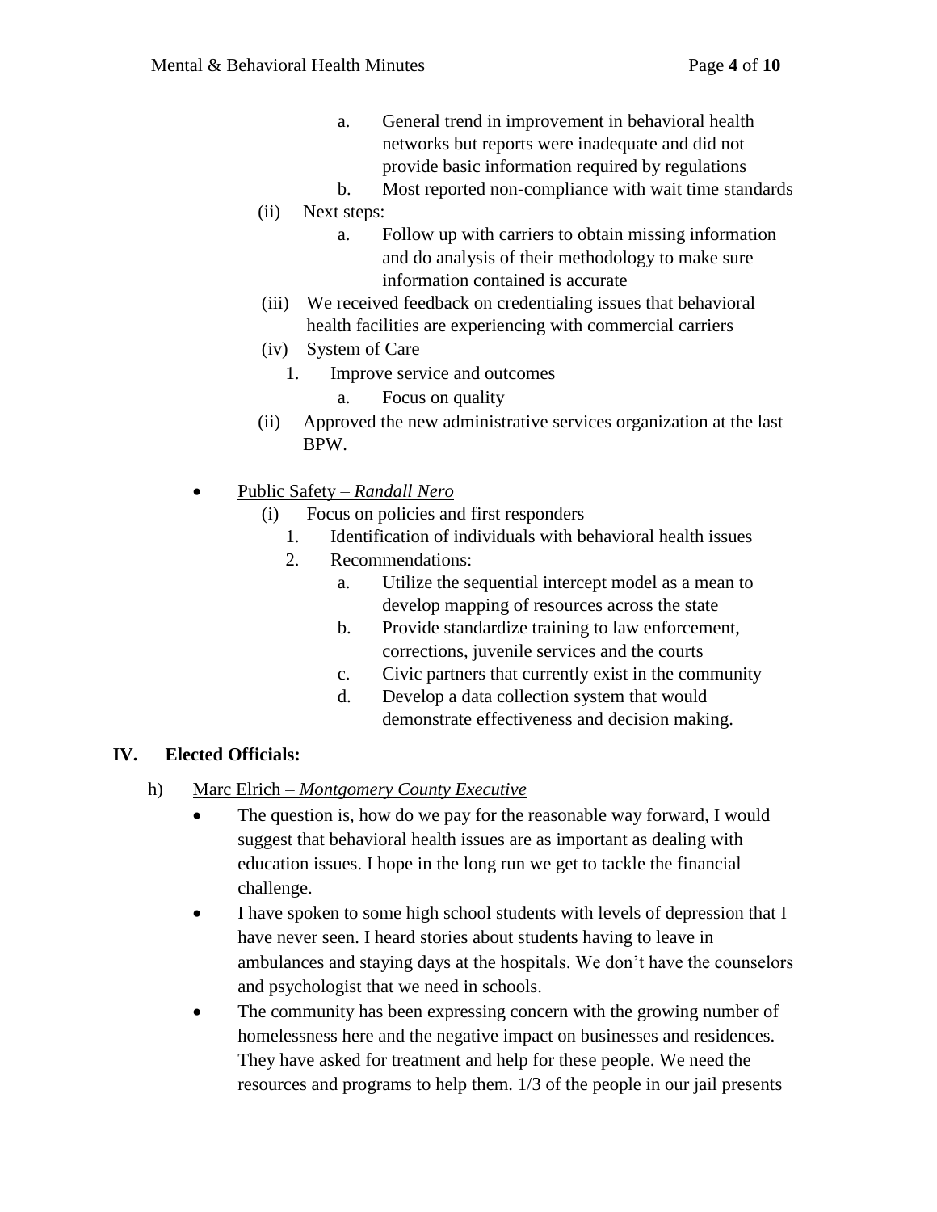- a. General trend in improvement in behavioral health networks but reports were inadequate and did not provide basic information required by regulations
  - b. Most reported non-compliance with wait time standards
- (ii) Next steps:
  - a. Follow up with carriers to obtain missing information and do analysis of their methodology to make sure information contained is accurate
- (iii) We received feedback on credentialing issues that behavioral health facilities are experiencing with commercial carriers
- (iv) System of Care
  1. Improve service and outcomes
     - a. Focus on quality
- (ii) Approved the new administrative services organization at the last BPW.

- Public Safety – *Randall Nero*
  - (i) Focus on policies and first responders
    1. Identification of individuals with behavioral health issues
    2. Recommendations:
       - a. Utilize the sequential intercept model as a mean to develop mapping of resources across the state
       - b. Provide standardize training to law enforcement, corrections, juvenile services and the courts
       - c. Civic partners that currently exist in the community
       - d. Develop a data collection system that would demonstrate effectiveness and decision making.

## IV. Elected Officials:

h) Marc Elrich – *Montgomery County Executive*

- The question is, how do we pay for the reasonable way forward, I would suggest that behavioral health issues are as important as dealing with education issues. I hope in the long run we get to tackle the financial challenge.
- I have spoken to some high school students with levels of depression that I have never seen. I heard stories about students having to leave in ambulances and staying days at the hospitals. We don't have the counselors and psychologist that we need in schools.
- The community has been expressing concern with the growing number of homelessness here and the negative impact on businesses and residences. They have asked for treatment and help for these people. We need the resources and programs to help them. 1/3 of the people in our jail presents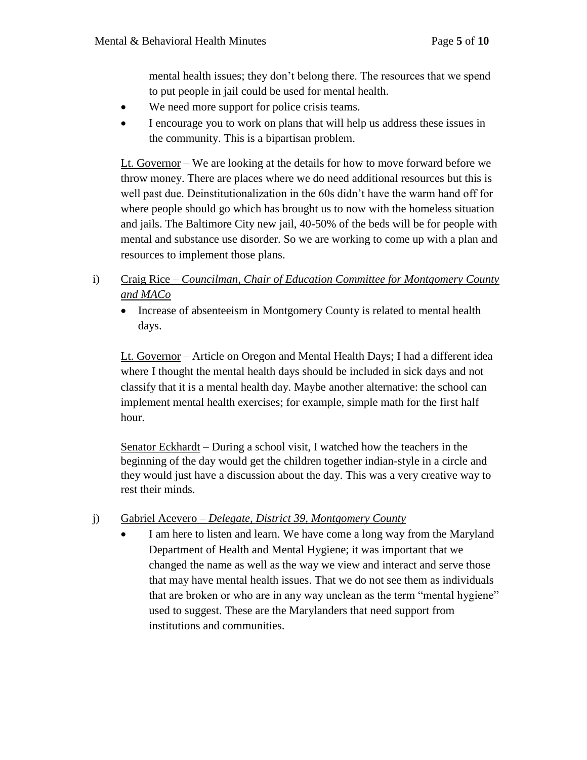mental health issues; they don't belong there. The resources that we spend to put people in jail could be used for mental health.

- We need more support for police crisis teams.
- I encourage you to work on plans that will help us address these issues in the community. This is a bipartisan problem.

Lt. Governor – We are looking at the details for how to move forward before we throw money. There are places where we do need additional resources but this is well past due. Deinstitutionalization in the 60s didn't have the warm hand off for where people should go which has brought us to now with the homeless situation and jails. The Baltimore City new jail, 40-50% of the beds will be for people with mental and substance use disorder. So we are working to come up with a plan and resources to implement those plans.

i) Craig Rice – *Councilman, Chair of Education Committee for Montgomery County and MACo*

- Increase of absenteeism in Montgomery County is related to mental health days.

Lt. Governor – Article on Oregon and Mental Health Days; I had a different idea where I thought the mental health days should be included in sick days and not classify that it is a mental health day. Maybe another alternative: the school can implement mental health exercises; for example, simple math for the first half hour.

Senator Eckhardt – During a school visit, I watched how the teachers in the beginning of the day would get the children together indian-style in a circle and they would just have a discussion about the day. This was a very creative way to rest their minds.

j) Gabriel Acevero – *Delegate, District 39, Montgomery County*

- I am here to listen and learn. We have come a long way from the Maryland Department of Health and Mental Hygiene; it was important that we changed the name as well as the way we view and interact and serve those that may have mental health issues. That we do not see them as individuals that are broken or who are in any way unclean as the term "mental hygiene" used to suggest. These are the Marylanders that need support from institutions and communities.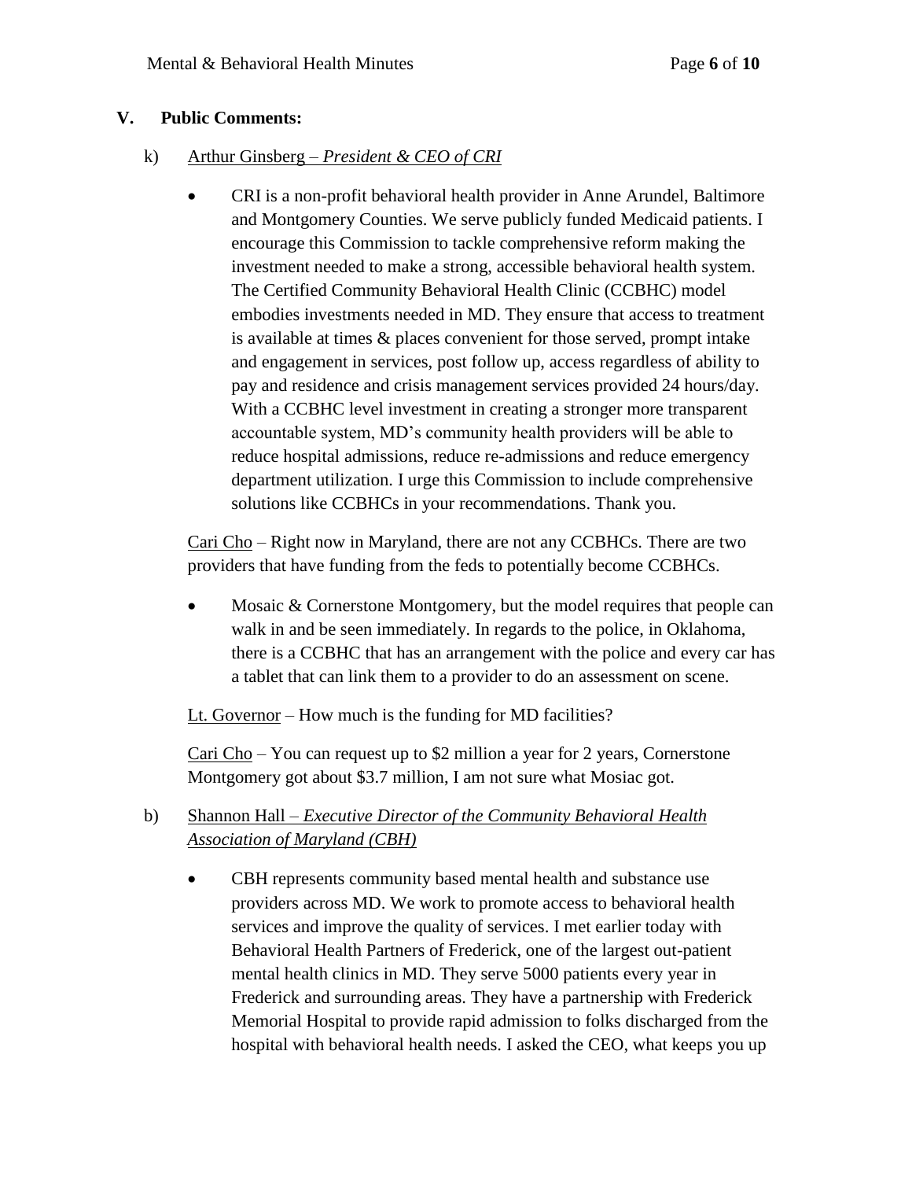## V. Public Comments:

k) Arthur Ginsberg – *President & CEO of CRI*

- CRI is a non-profit behavioral health provider in Anne Arundel, Baltimore and Montgomery Counties. We serve publicly funded Medicaid patients. I encourage this Commission to tackle comprehensive reform making the investment needed to make a strong, accessible behavioral health system. The Certified Community Behavioral Health Clinic (CCBHC) model embodies investments needed in MD. They ensure that access to treatment is available at times & places convenient for those served, prompt intake and engagement in services, post follow up, access regardless of ability to pay and residence and crisis management services provided 24 hours/day. With a CCBHC level investment in creating a stronger more transparent accountable system, MD's community health providers will be able to reduce hospital admissions, reduce re-admissions and reduce emergency department utilization. I urge this Commission to include comprehensive solutions like CCBHCs in your recommendations. Thank you.

Cari Cho – Right now in Maryland, there are not any CCBHCs. There are two providers that have funding from the feds to potentially become CCBHCs.

- Mosaic & Cornerstone Montgomery, but the model requires that people can walk in and be seen immediately. In regards to the police, in Oklahoma, there is a CCBHC that has an arrangement with the police and every car has a tablet that can link them to a provider to do an assessment on scene.

Lt. Governor – How much is the funding for MD facilities?

Cari Cho – You can request up to $2 million a year for 2 years, Cornerstone Montgomery got about $3.7 million, I am not sure what Mosiac got.

b) Shannon Hall – *Executive Director of the Community Behavioral Health Association of Maryland (CBH)*

- CBH represents community based mental health and substance use providers across MD. We work to promote access to behavioral health services and improve the quality of services. I met earlier today with Behavioral Health Partners of Frederick, one of the largest out-patient mental health clinics in MD. They serve 5000 patients every year in Frederick and surrounding areas. They have a partnership with Frederick Memorial Hospital to provide rapid admission to folks discharged from the hospital with behavioral health needs. I asked the CEO, what keeps you up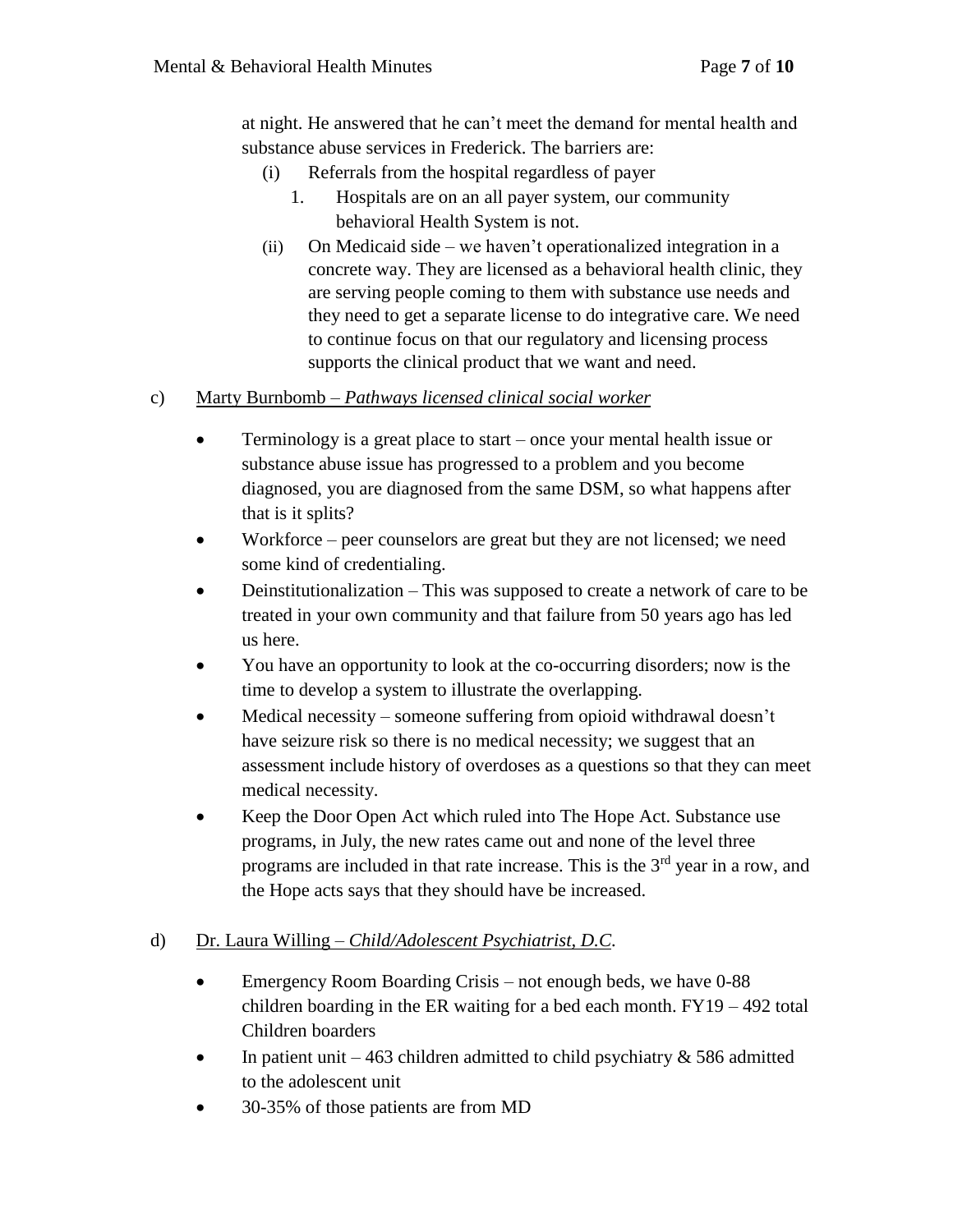at night. He answered that he can't meet the demand for mental health and substance abuse services in Frederick. The barriers are:

- (i) Referrals from the hospital regardless of payer
  1. Hospitals are on an all payer system, our community behavioral Health System is not.
- (ii) On Medicaid side – we haven't operationalized integration in a concrete way. They are licensed as a behavioral health clinic, they are serving people coming to them with substance use needs and they need to get a separate license to do integrative care. We need to continue focus on that our regulatory and licensing process supports the clinical product that we want and need.

c) <u>Marty Burnbomb – *Pathways licensed clinical social worker*</u>

- Terminology is a great place to start – once your mental health issue or substance abuse issue has progressed to a problem and you become diagnosed, you are diagnosed from the same DSM, so what happens after that is it splits?
- Workforce – peer counselors are great but they are not licensed; we need some kind of credentialing.
- Deinstitutionalization – This was supposed to create a network of care to be treated in your own community and that failure from 50 years ago has led us here.
- You have an opportunity to look at the co-occurring disorders; now is the time to develop a system to illustrate the overlapping.
- Medical necessity – someone suffering from opioid withdrawal doesn't have seizure risk so there is no medical necessity; we suggest that an assessment include history of overdoses as a questions so that they can meet medical necessity.
- Keep the Door Open Act which ruled into The Hope Act. Substance use programs, in July, the new rates came out and none of the level three programs are included in that rate increase. This is the 3rd year in a row, and the Hope acts says that they should have be increased.

d) <u>Dr. Laura Willing – *Child/Adolescent Psychiatrist, D.C*</u>.

- Emergency Room Boarding Crisis – not enough beds, we have 0-88 children boarding in the ER waiting for a bed each month. FY19 – 492 total Children boarders
- In patient unit – 463 children admitted to child psychiatry & 586 admitted to the adolescent unit
- 30-35% of those patients are from MD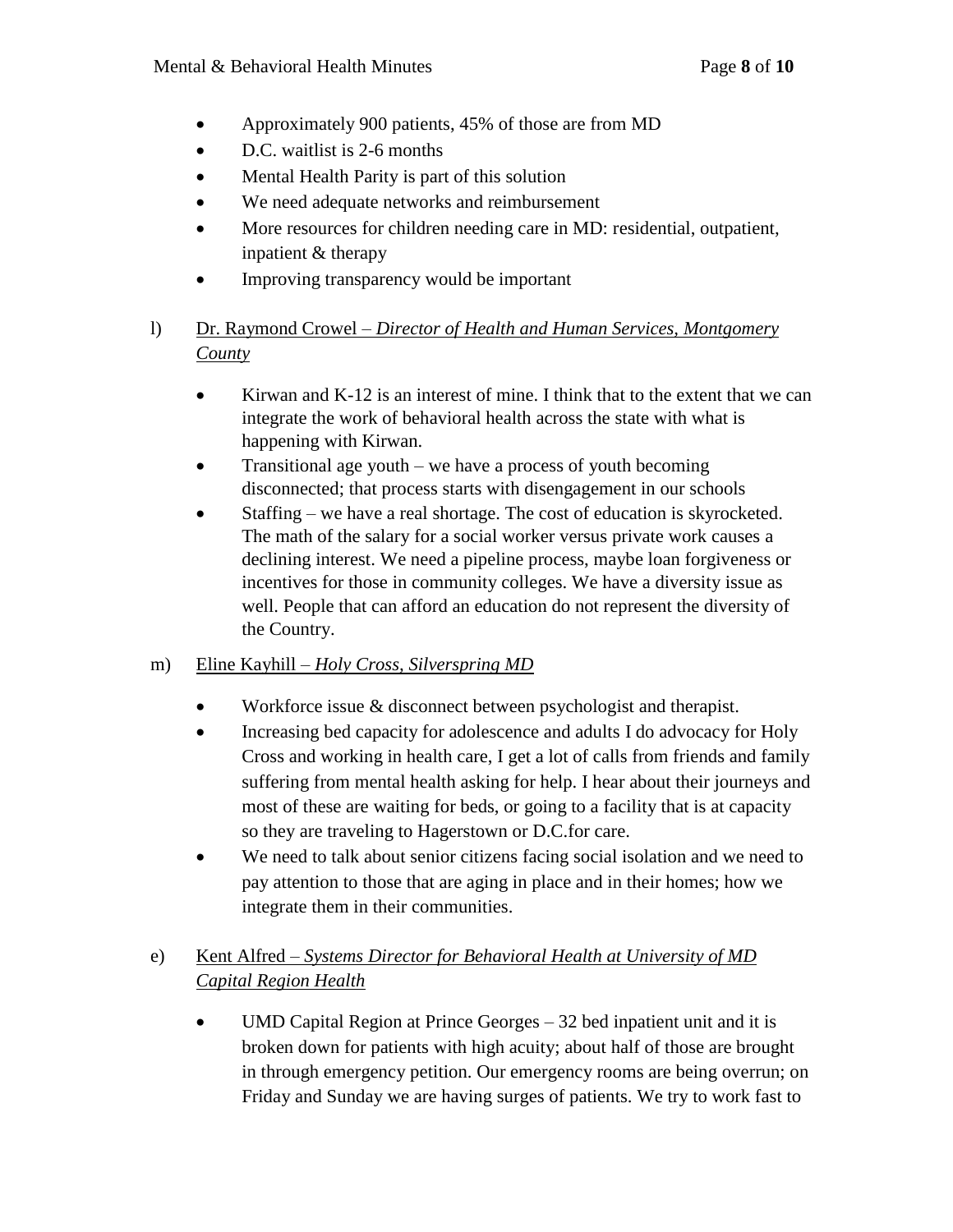- Approximately 900 patients, 45% of those are from MD
- D.C. waitlist is 2-6 months
- Mental Health Parity is part of this solution
- We need adequate networks and reimbursement
- More resources for children needing care in MD: residential, outpatient, inpatient & therapy
- Improving transparency would be important

l) <u>Dr. Raymond Crowel – *Director of Health and Human Services, Montgomery County*</u>

- Kirwan and K-12 is an interest of mine. I think that to the extent that we can integrate the work of behavioral health across the state with what is happening with Kirwan.
- Transitional age youth – we have a process of youth becoming disconnected; that process starts with disengagement in our schools
- Staffing – we have a real shortage. The cost of education is skyrocketed. The math of the salary for a social worker versus private work causes a declining interest. We need a pipeline process, maybe loan forgiveness or incentives for those in community colleges. We have a diversity issue as well. People that can afford an education do not represent the diversity of the Country.

m) <u>Eline Kayhill – *Holy Cross, Silverspring MD*</u>

- Workforce issue & disconnect between psychologist and therapist.
- Increasing bed capacity for adolescence and adults I do advocacy for Holy Cross and working in health care, I get a lot of calls from friends and family suffering from mental health asking for help. I hear about their journeys and most of these are waiting for beds, or going to a facility that is at capacity so they are traveling to Hagerstown or D.C.for care.
- We need to talk about senior citizens facing social isolation and we need to pay attention to those that are aging in place and in their homes; how we integrate them in their communities.

e) <u>Kent Alfred – *Systems Director for Behavioral Health at University of MD Capital Region Health*</u>

- UMD Capital Region at Prince Georges – 32 bed inpatient unit and it is broken down for patients with high acuity; about half of those are brought in through emergency petition. Our emergency rooms are being overrun; on Friday and Sunday we are having surges of patients. We try to work fast to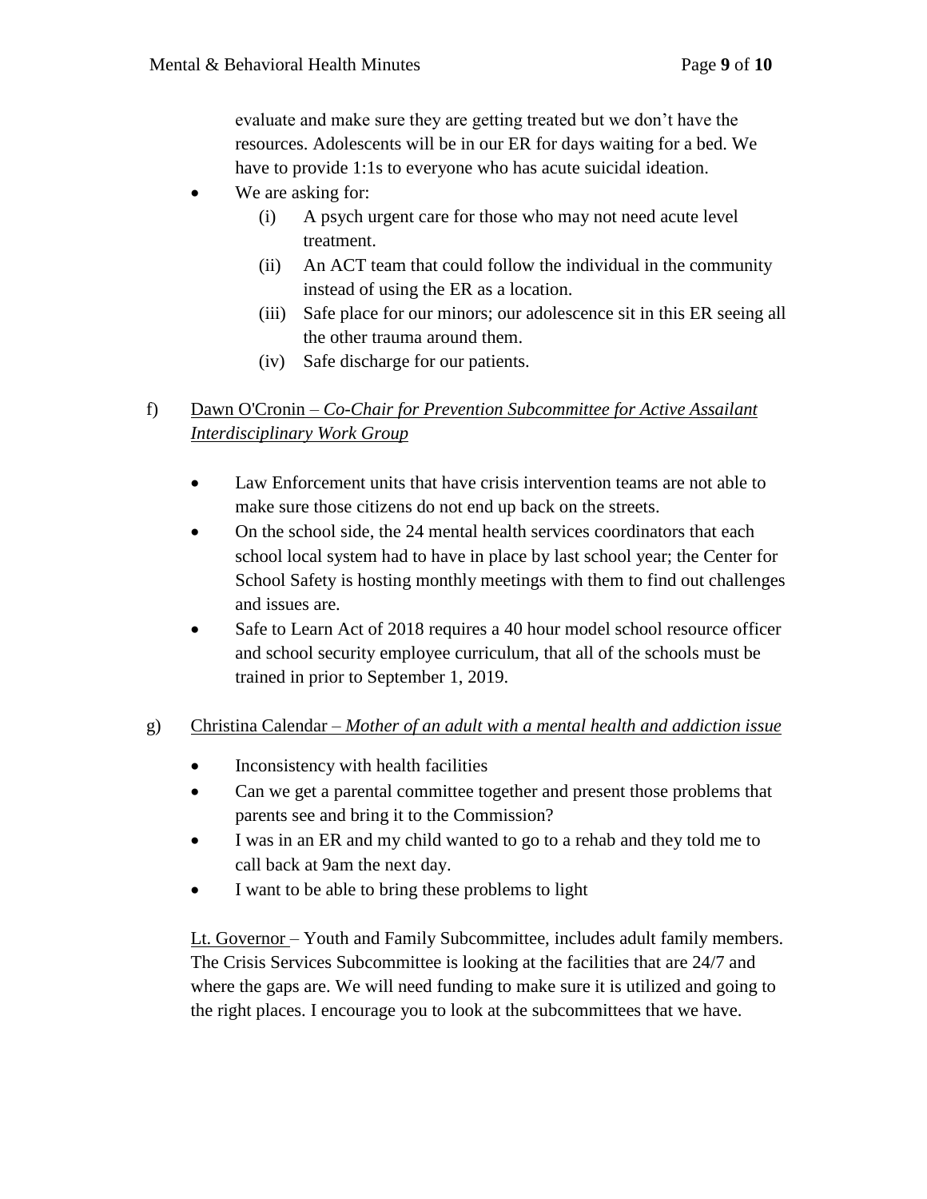evaluate and make sure they are getting treated but we don't have the resources. Adolescents will be in our ER for days waiting for a bed. We have to provide 1:1s to everyone who has acute suicidal ideation.

- We are asking for:
    - (i) A psych urgent care for those who may not need acute level treatment.
    - (ii) An ACT team that could follow the individual in the community instead of using the ER as a location.
    - (iii) Safe place for our minors; our adolescence sit in this ER seeing all the other trauma around them.
    - (iv) Safe discharge for our patients.

f) <u>Dawn O'Cronin – *Co-Chair for Prevention Subcommittee for Active Assailant Interdisciplinary Work Group*</u>

- Law Enforcement units that have crisis intervention teams are not able to make sure those citizens do not end up back on the streets.
- On the school side, the 24 mental health services coordinators that each school local system had to have in place by last school year; the Center for School Safety is hosting monthly meetings with them to find out challenges and issues are.
- Safe to Learn Act of 2018 requires a 40 hour model school resource officer and school security employee curriculum, that all of the schools must be trained in prior to September 1, 2019.

g) <u>Christina Calendar – *Mother of an adult with a mental health and addiction issue*</u>

- Inconsistency with health facilities
- Can we get a parental committee together and present those problems that parents see and bring it to the Commission?
- I was in an ER and my child wanted to go to a rehab and they told me to call back at 9am the next day.
- I want to be able to bring these problems to light

<u>Lt. Governor</u> – Youth and Family Subcommittee, includes adult family members. The Crisis Services Subcommittee is looking at the facilities that are 24/7 and where the gaps are. We will need funding to make sure it is utilized and going to the right places. I encourage you to look at the subcommittees that we have.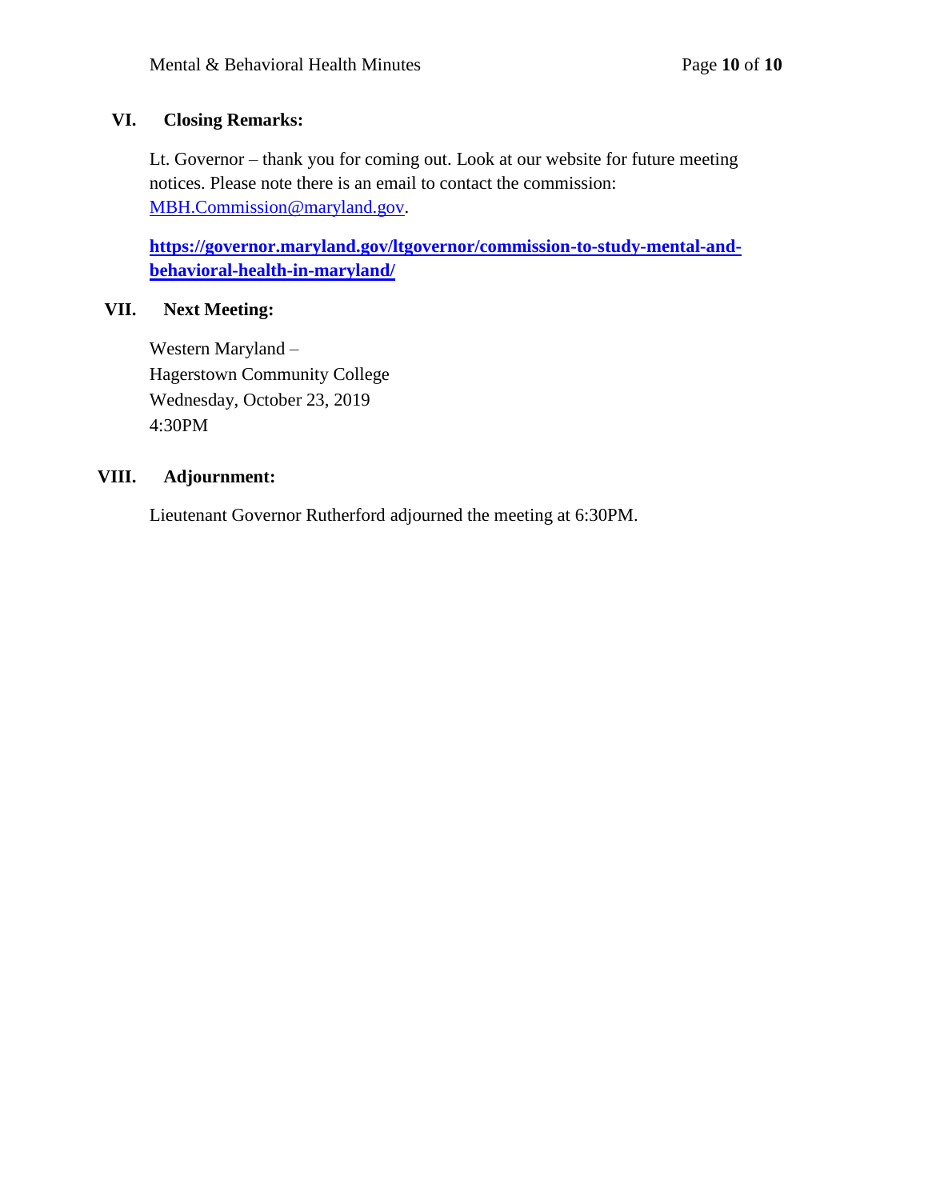## VI. Closing Remarks:

Lt. Governor – thank you for coming out. Look at our website for future meeting notices. Please note there is an email to contact the commission: MBH.Commission@maryland.gov.

**https://governor.maryland.gov/ltgovernor/commission-to-study-mental-and-behavioral-health-in-maryland/**

## VII. Next Meeting:

Western Maryland –
Hagerstown Community College
Wednesday, October 23, 2019
4:30PM

## VIII. Adjournment:

Lieutenant Governor Rutherford adjourned the meeting at 6:30PM.